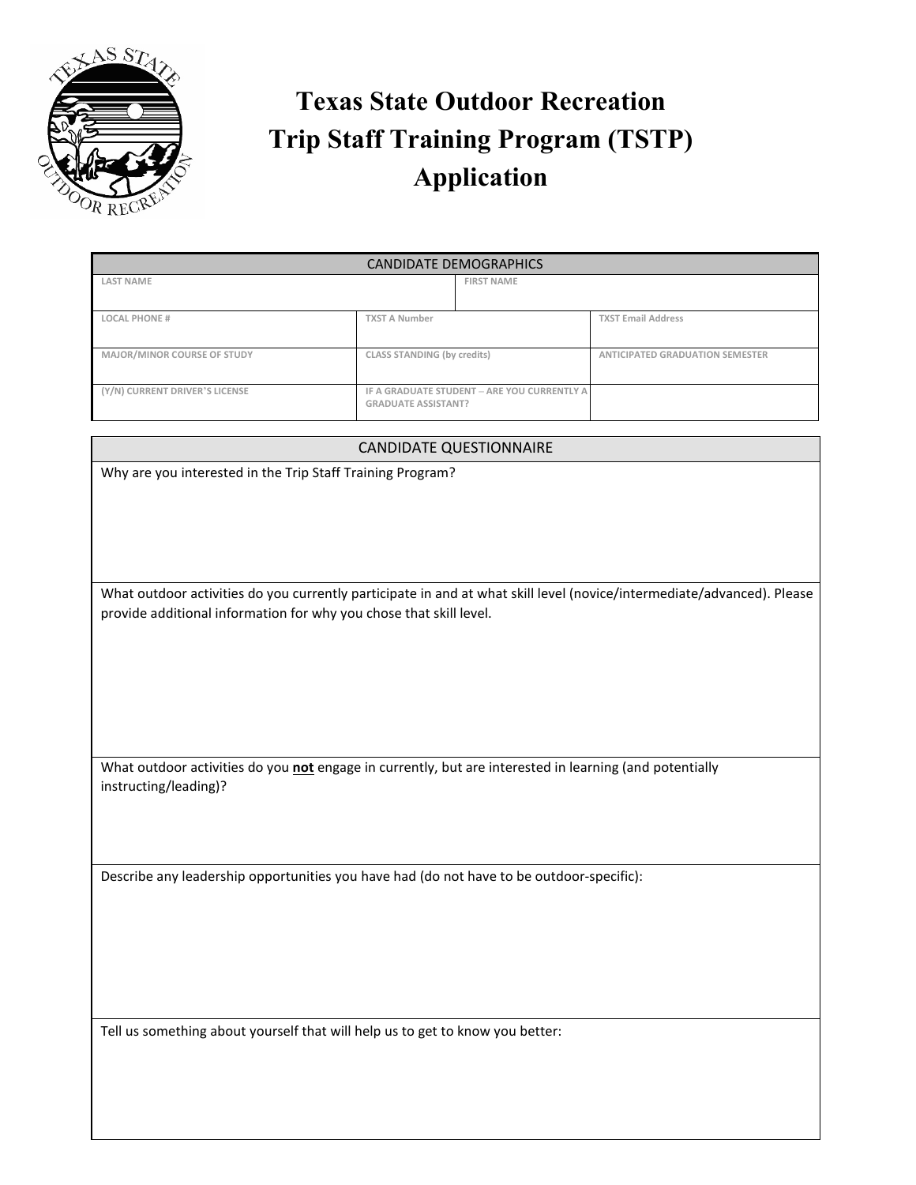# Texas State Outdoor Recreation
# Trip Staff Training Program (TSTP)
# Application

| CANDIDATE DEMOGRAPHICS | | |
|---|---|---|
| LAST NAME | FIRST NAME | |
| LOCAL PHONE # | TXST A Number | TXST Email Address |
| MAJOR/MINOR COURSE OF STUDY | CLASS STANDING (by credits) | ANTICIPATED GRADUATION SEMESTER |
| (Y/N) CURRENT DRIVER'S LICENSE | IF A GRADUATE STUDENT – ARE YOU CURRENTLY A GRADUATE ASSISTANT? | |

| CANDIDATE QUESTIONNAIRE |
|---|
| Why are you interested in the Trip Staff Training Program? |
| What outdoor activities do you currently participate in and at what skill level (novice/intermediate/advanced). Please provide additional information for why you chose that skill level. |
| What outdoor activities do you **not** engage in currently, but are interested in learning (and potentially instructing/leading)? |
| Describe any leadership opportunities you have had (do not have to be outdoor-specific): |
| Tell us something about yourself that will help us to get to know you better: |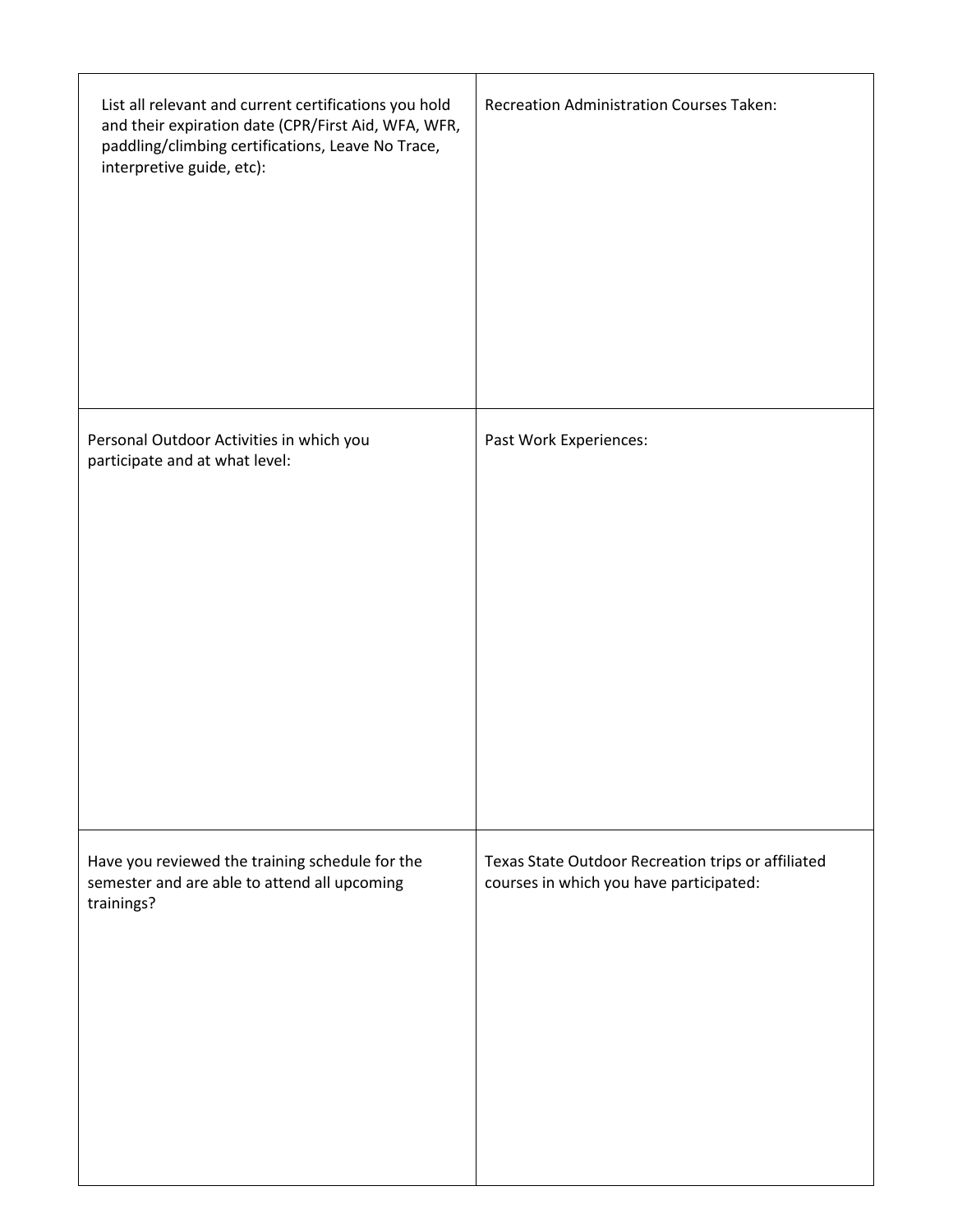| | |
|---|---|
| List all relevant and current certifications you hold and their expiration date (CPR/First Aid, WFA, WFR, paddling/climbing certifications, Leave No Trace, interpretive guide, etc): | Recreation Administration Courses Taken: |
| Personal Outdoor Activities in which you participate and at what level: | Past Work Experiences: |
| Have you reviewed the training schedule for the semester and are able to attend all upcoming trainings? | Texas State Outdoor Recreation trips or affiliated courses in which you have participated: |